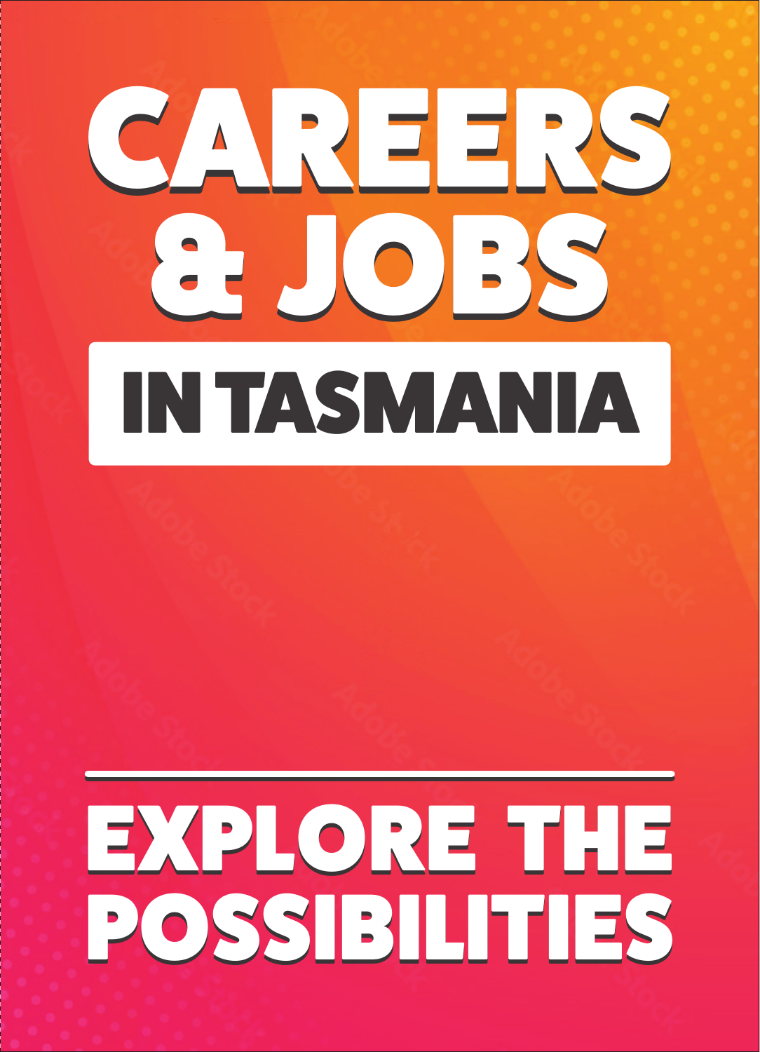# CAREERS & JOBS

## IN TASMANIA

---

## EXPLORE THE POSSIBILITIES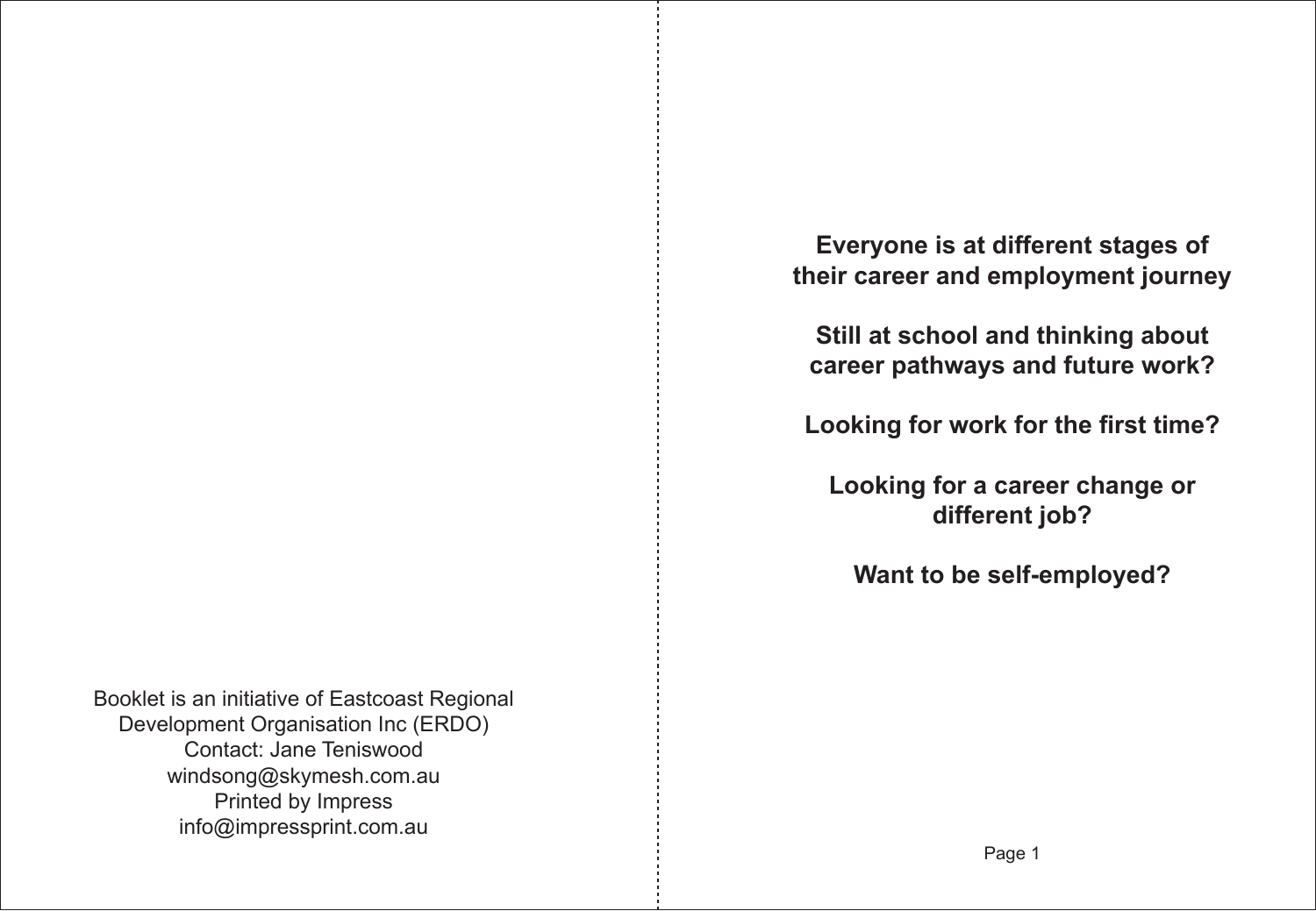Booklet is an initiative of Eastcoast Regional Development Organisation Inc (ERDO)
Contact: Jane Teniswood
windsong@skymesh.com.au
Printed by Impress
info@impressprint.com.au

**Everyone is at different stages of their career and employment journey**

**Still at school and thinking about career pathways and future work?**

**Looking for work for the first time?**

**Looking for a career change or different job?**

**Want to be self-employed?**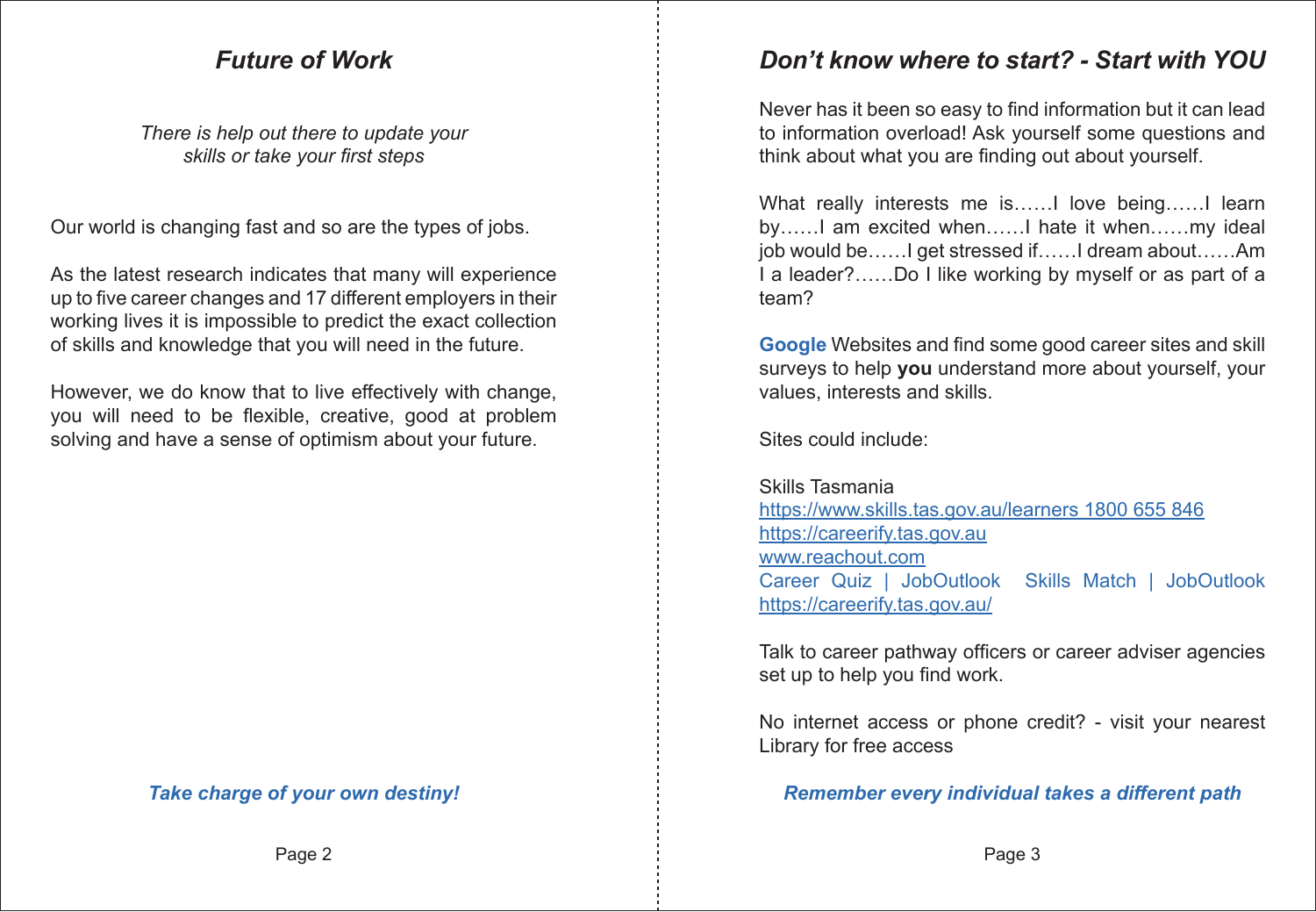## *Future of Work*

*There is help out there to update your skills or take your first steps*

Our world is changing fast and so are the types of jobs.

As the latest research indicates that many will experience up to five career changes and 17 different employers in their working lives it is impossible to predict the exact collection of skills and knowledge that you will need in the future.

However, we do know that to live effectively with change, you will need to be flexible, creative, good at problem solving and have a sense of optimism about your future.

***Take charge of your own destiny!***

## *Don't know where to start? - Start with YOU*

Never has it been so easy to find information but it can lead to information overload! Ask yourself some questions and think about what you are finding out about yourself.

What really interests me is……I love being……I learn by……I am excited when……I hate it when……my ideal job would be……I get stressed if……I dream about……Am I a leader?……Do I like working by myself or as part of a team?

**Google** Websites and find some good career sites and skill surveys to help **you** understand more about yourself, your values, interests and skills.

Sites could include:

Skills Tasmania
https://www.skills.tas.gov.au/learners 1800 655 846
https://careerify.tas.gov.au
www.reachout.com
Career Quiz | JobOutlook Skills Match | JobOutlook
https://careerify.tas.gov.au/

Talk to career pathway officers or career adviser agencies set up to help you find work.

No internet access or phone credit? - visit your nearest Library for free access

***Remember every individual takes a different path***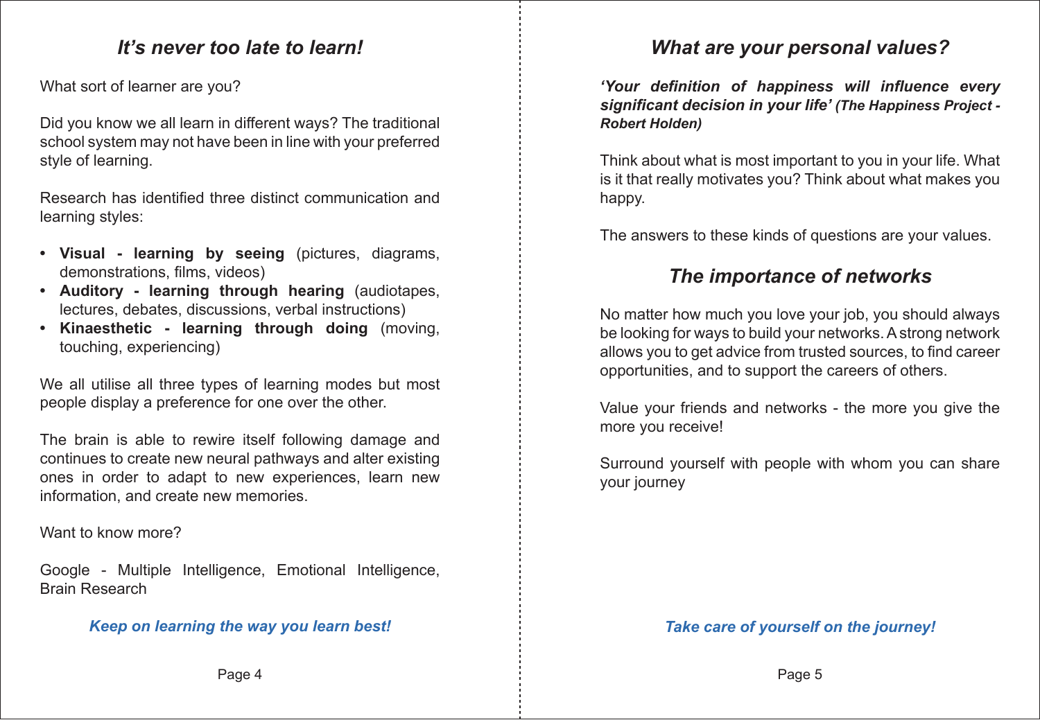## *It's never too late to learn!*

What sort of learner are you?

Did you know we all learn in different ways? The traditional school system may not have been in line with your preferred style of learning.

Research has identified three distinct communication and learning styles:

- **Visual - learning by seeing** (pictures, diagrams, demonstrations, films, videos)
- **Auditory - learning through hearing** (audiotapes, lectures, debates, discussions, verbal instructions)
- **Kinaesthetic - learning through doing** (moving, touching, experiencing)

We all utilise all three types of learning modes but most people display a preference for one over the other.

The brain is able to rewire itself following damage and continues to create new neural pathways and alter existing ones in order to adapt to new experiences, learn new information, and create new memories.

Want to know more?

Google - Multiple Intelligence, Emotional Intelligence, Brain Research

***Keep on learning the way you learn best!***

## *What are your personal values?*

***'Your definition of happiness will influence every significant decision in your life' (The Happiness Project - Robert Holden)***

Think about what is most important to you in your life. What is it that really motivates you? Think about what makes you happy.

The answers to these kinds of questions are your values.

## *The importance of networks*

No matter how much you love your job, you should always be looking for ways to build your networks. A strong network allows you to get advice from trusted sources, to find career opportunities, and to support the careers of others.

Value your friends and networks - the more you give the more you receive!

Surround yourself with people with whom you can share your journey

***Take care of yourself on the journey!***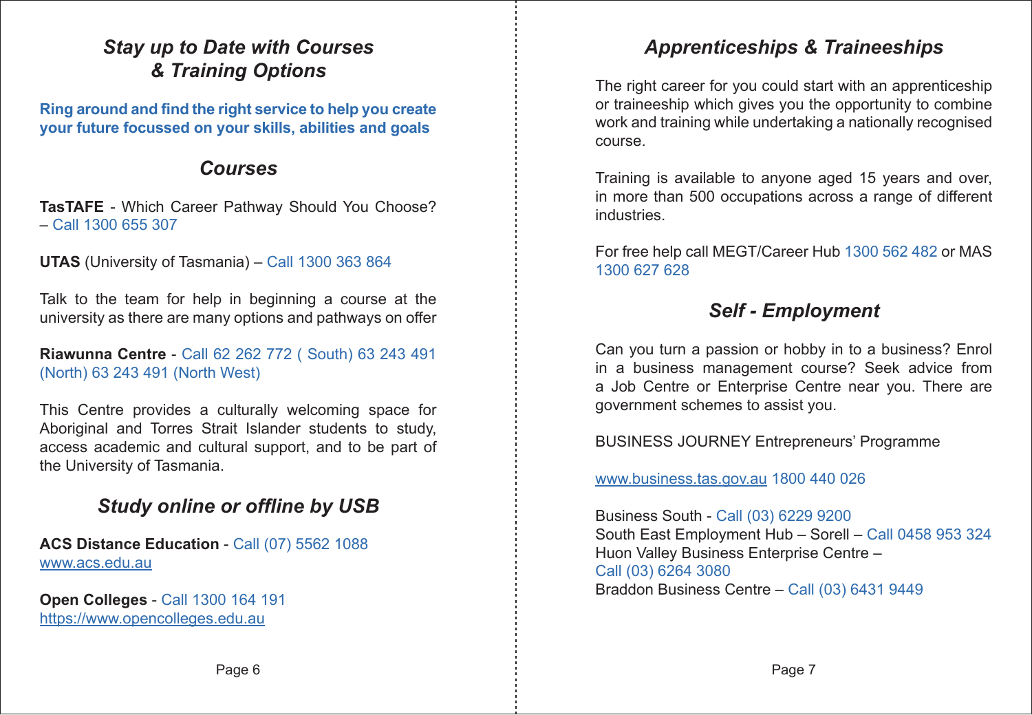## *Stay up to Date with Courses & Training Options*

**Ring around and find the right service to help you create your future focussed on your skills, abilities and goals**

## *Courses*

**TasTAFE** - Which Career Pathway Should You Choose? – Call 1300 655 307

**UTAS** (University of Tasmania) – Call 1300 363 864

Talk to the team for help in beginning a course at the university as there are many options and pathways on offer

**Riawunna Centre** - Call 62 262 772 ( South) 63 243 491 (North) 63 243 491 (North West)

This Centre provides a culturally welcoming space for Aboriginal and Torres Strait Islander students to study, access academic and cultural support, and to be part of the University of Tasmania.

## *Study online or offline by USB*

**ACS Distance Education** - Call (07) 5562 1088
www.acs.edu.au

**Open Colleges** - Call 1300 164 191
https://www.opencolleges.edu.au

## *Apprenticeships & Traineeships*

The right career for you could start with an apprenticeship or traineeship which gives you the opportunity to combine work and training while undertaking a nationally recognised course.

Training is available to anyone aged 15 years and over, in more than 500 occupations across a range of different industries.

For free help call MEGT/Career Hub 1300 562 482 or MAS 1300 627 628

## *Self - Employment*

Can you turn a passion or hobby in to a business? Enrol in a business management course? Seek advice from a Job Centre or Enterprise Centre near you. There are government schemes to assist you.

BUSINESS JOURNEY Entrepreneurs' Programme

www.business.tas.gov.au 1800 440 026

Business South - Call (03) 6229 9200
South East Employment Hub – Sorell – Call 0458 953 324
Huon Valley Business Enterprise Centre – Call (03) 6264 3080
Braddon Business Centre – Call (03) 6431 9449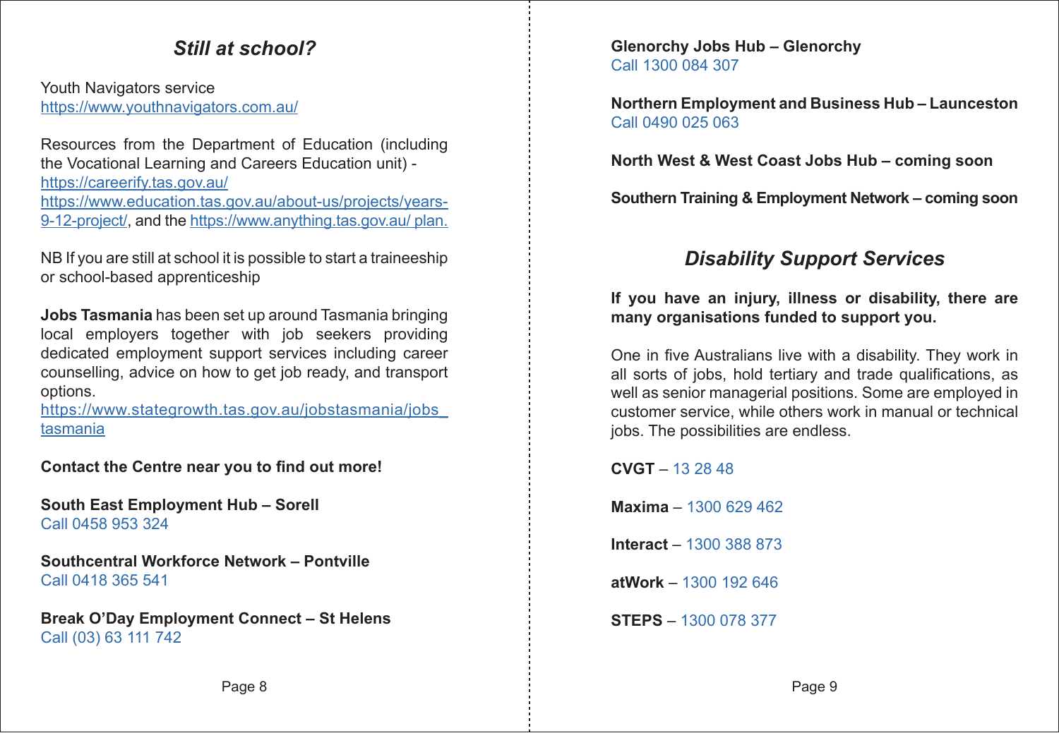## *Still at school?*

Youth Navigators service
https://www.youthnavigators.com.au/

Resources from the Department of Education (including the Vocational Learning and Careers Education unit) - https://careerify.tas.gov.au/ https://www.education.tas.gov.au/about-us/projects/years-9-12-project/, and the https://www.anything.tas.gov.au/ plan.

NB If you are still at school it is possible to start a traineeship or school-based apprenticeship

**Jobs Tasmania** has been set up around Tasmania bringing local employers together with job seekers providing dedicated employment support services including career counselling, advice on how to get job ready, and transport options.
https://www.stategrowth.tas.gov.au/jobstasmania/jobs_tasmania

**Contact the Centre near you to find out more!**

**South East Employment Hub – Sorell**
Call 0458 953 324

**Southcentral Workforce Network – Pontville**
Call 0418 365 541

**Break O'Day Employment Connect – St Helens**
Call (03) 63 111 742

**Glenorchy Jobs Hub – Glenorchy**
Call 1300 084 307

**Northern Employment and Business Hub – Launceston**
Call 0490 025 063

**North West & West Coast Jobs Hub – coming soon**

**Southern Training & Employment Network – coming soon**

## *Disability Support Services*

**If you have an injury, illness or disability, there are many organisations funded to support you.**

One in five Australians live with a disability. They work in all sorts of jobs, hold tertiary and trade qualifications, as well as senior managerial positions. Some are employed in customer service, while others work in manual or technical jobs. The possibilities are endless.

**CVGT** – 13 28 48

**Maxima** – 1300 629 462

**Interact** – 1300 388 873

**atWork** – 1300 192 646

**STEPS** – 1300 078 377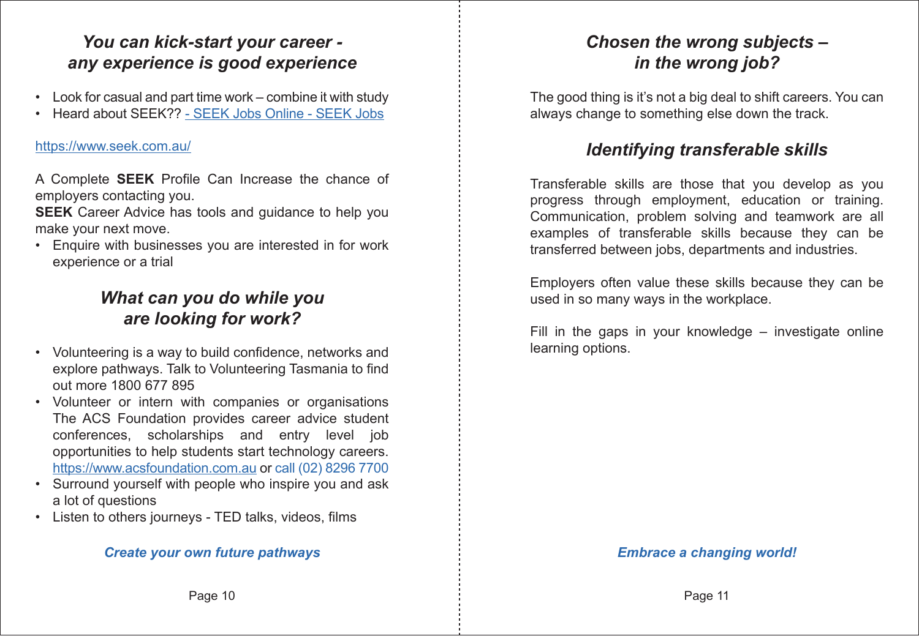## *You can kick-start your career - any experience is good experience*

- Look for casual and part time work – combine it with study
- Heard about SEEK?? - SEEK Jobs Online - SEEK Jobs

https://www.seek.com.au/

A Complete **SEEK** Profile Can Increase the chance of employers contacting you.
**SEEK** Career Advice has tools and guidance to help you make your next move.

- Enquire with businesses you are interested in for work experience or a trial

## *What can you do while you are looking for work?*

- Volunteering is a way to build confidence, networks and explore pathways. Talk to Volunteering Tasmania to find out more 1800 677 895
- Volunteer or intern with companies or organisations The ACS Foundation provides career advice student conferences, scholarships and entry level job opportunities to help students start technology careers. https://www.acsfoundation.com.au or call (02) 8296 7700
- Surround yourself with people who inspire you and ask a lot of questions
- Listen to others journeys - TED talks, videos, films

***Create your own future pathways***

## *Chosen the wrong subjects – in the wrong job?*

The good thing is it's not a big deal to shift careers. You can always change to something else down the track.

## *Identifying transferable skills*

Transferable skills are those that you develop as you progress through employment, education or training. Communication, problem solving and teamwork are all examples of transferable skills because they can be transferred between jobs, departments and industries.

Employers often value these skills because they can be used in so many ways in the workplace.

Fill in the gaps in your knowledge – investigate online learning options.

***Embrace a changing world!***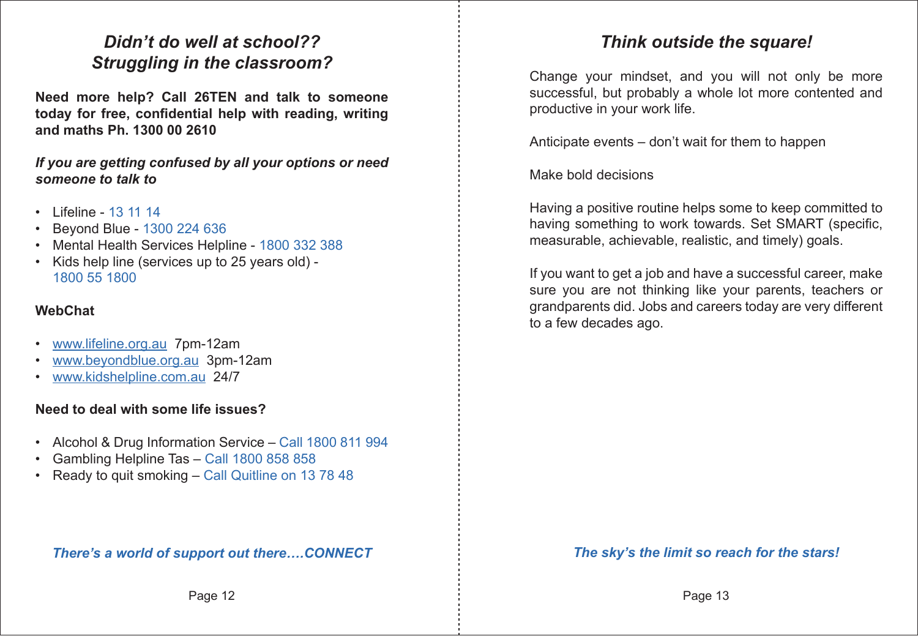## *Didn't do well at school??*
## *Struggling in the classroom?*

**Need more help? Call 26TEN and talk to someone today for free, confidential help with reading, writing and maths Ph. 1300 00 2610**

***If you are getting confused by all your options or need someone to talk to***

- Lifeline - 13 11 14
- Beyond Blue - 1300 224 636
- Mental Health Services Helpline - 1800 332 388
- Kids help line (services up to 25 years old) - 1800 55 1800

**WebChat**

- www.lifeline.org.au 7pm-12am
- www.beyondblue.org.au 3pm-12am
- www.kidshelpline.com.au 24/7

**Need to deal with some life issues?**

- Alcohol & Drug Information Service – Call 1800 811 994
- Gambling Helpline Tas – Call 1800 858 858
- Ready to quit smoking – Call Quitline on 13 78 48

***There's a world of support out there….CONNECT***

## *Think outside the square!*

Change your mindset, and you will not only be more successful, but probably a whole lot more contented and productive in your work life.

Anticipate events – don't wait for them to happen

Make bold decisions

Having a positive routine helps some to keep committed to having something to work towards. Set SMART (specific, measurable, achievable, realistic, and timely) goals.

If you want to get a job and have a successful career, make sure you are not thinking like your parents, teachers or grandparents did. Jobs and careers today are very different to a few decades ago.

***The sky's the limit so reach for the stars!***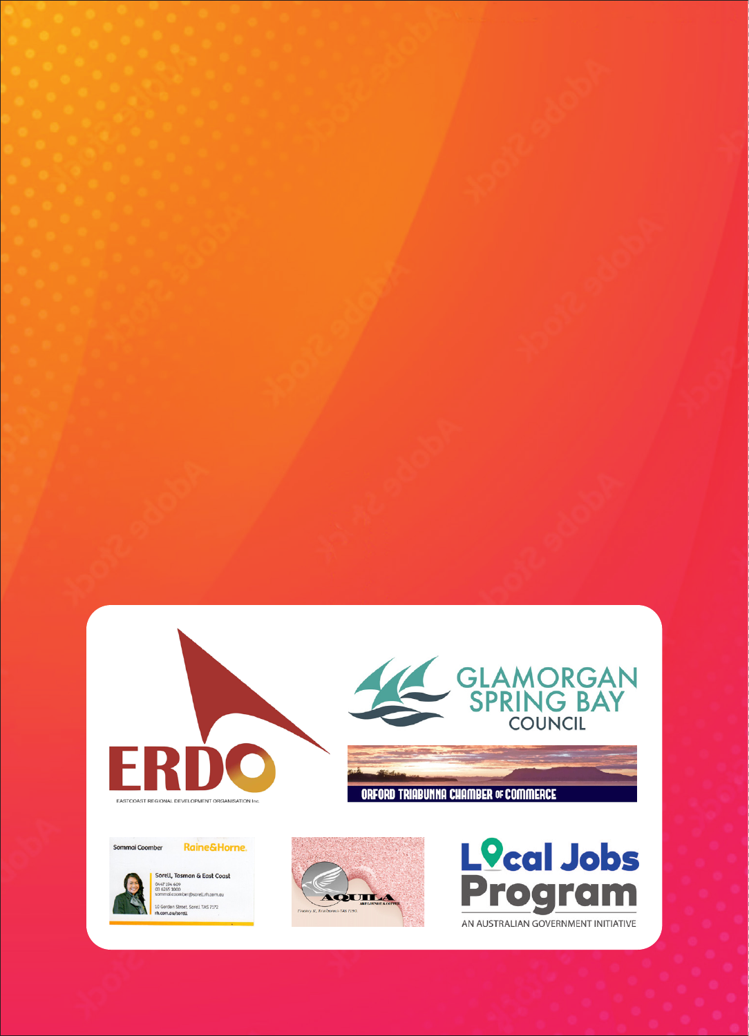ERDO

EASTCOAST REGIONAL DEVELOPMENT ORGANISATION Inc.

GLAMORGAN SPRING BAY COUNCIL

ORFORD TRIABUNNA CHAMBER OF COMMERCE

Sommai Coomber

Raine&Horne.

Sorell, Tasman & East Coast

0447 194 609

03 6265 1000

sommai.coomber@sorell.rh.com.au

10 Gordon Street, Sorell TAS 7172

rh.com.au/sorell

AQUILA

ART LOUNGE & COFFEE

Local Jobs Program

AN AUSTRALIAN GOVERNMENT INITIATIVE